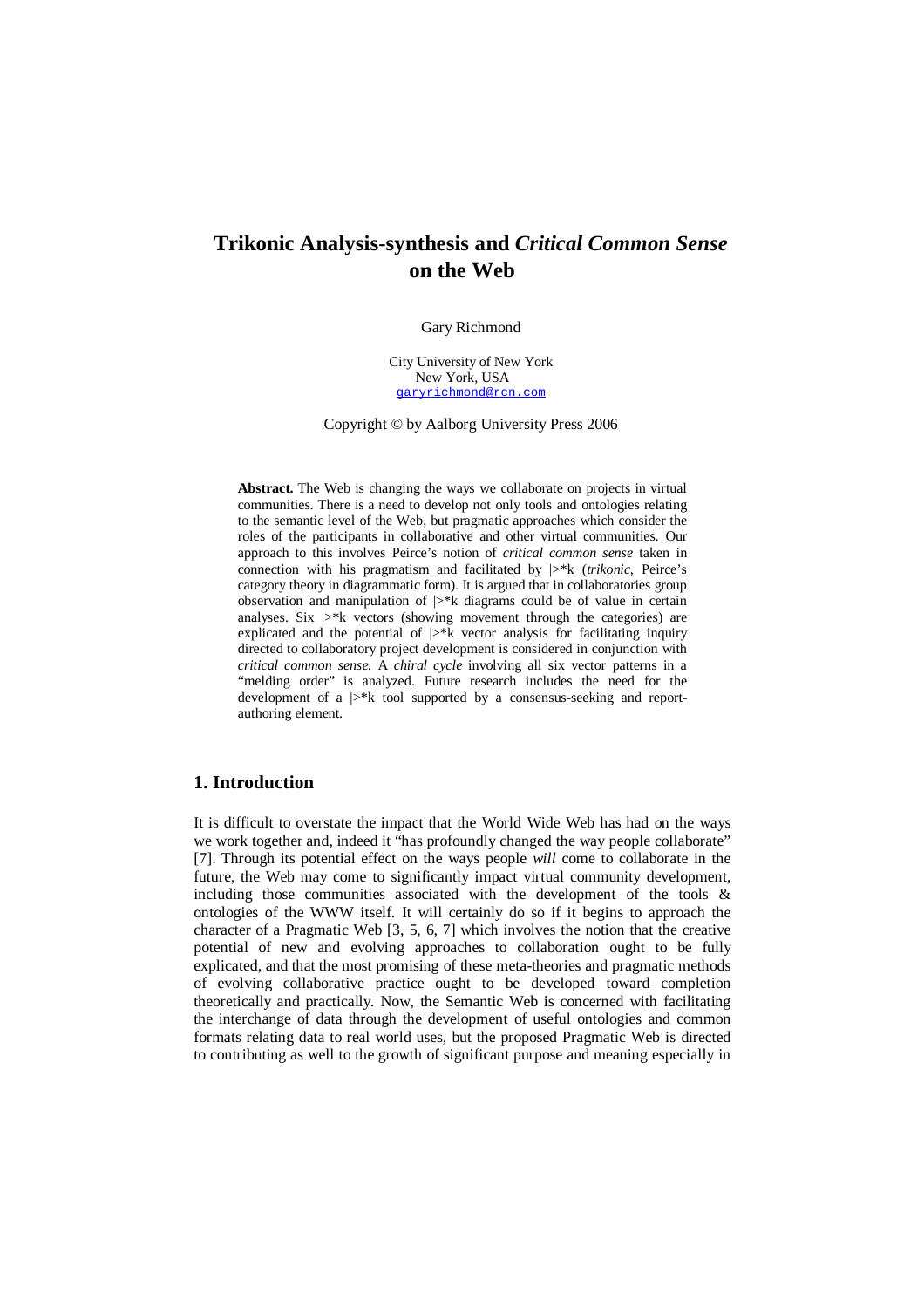# Trikonic Analysis-synthesis and *Critical Common Sense* on the Web

Gary Richmond

City University of New York
New York, USA
garyrichmond@rcn.com

Copyright © by Aalborg University Press 2006

**Abstract.** The Web is changing the ways we collaborate on projects in virtual communities. There is a need to develop not only tools and ontologies relating to the semantic level of the Web, but pragmatic approaches which consider the roles of the participants in collaborative and other virtual communities. Our approach to this involves Peirce's notion of *critical common sense* taken in connection with his pragmatism and facilitated by |>*k (*trikonic*, Peirce's category theory in diagrammatic form). It is argued that in collaboratories group observation and manipulation of |>*k diagrams could be of value in certain analyses. Six |>*k vectors (showing movement through the categories) are explicated and the potential of |>*k vector analysis for facilitating inquiry directed to collaboratory project development is considered in conjunction with *critical common sense.* A *chiral cycle* involving all six vector patterns in a "melding order" is analyzed. Future research includes the need for the development of a |>*k tool supported by a consensus-seeking and report-authoring element.

## 1. Introduction

It is difficult to overstate the impact that the World Wide Web has had on the ways we work together and, indeed it "has profoundly changed the way people collaborate" [7]. Through its potential effect on the ways people *will* come to collaborate in the future, the Web may come to significantly impact virtual community development, including those communities associated with the development of the tools & ontologies of the WWW itself. It will certainly do so if it begins to approach the character of a Pragmatic Web [3, 5, 6, 7] which involves the notion that the creative potential of new and evolving approaches to collaboration ought to be fully explicated, and that the most promising of these meta-theories and pragmatic methods of evolving collaborative practice ought to be developed toward completion theoretically and practically. Now, the Semantic Web is concerned with facilitating the interchange of data through the development of useful ontologies and common formats relating data to real world uses, but the proposed Pragmatic Web is directed to contributing as well to the growth of significant purpose and meaning especially in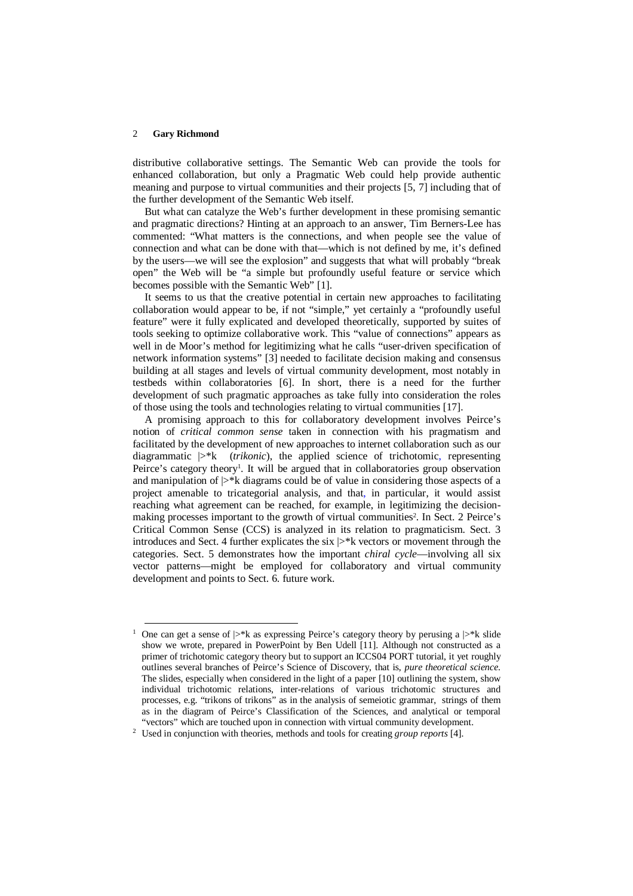distributive collaborative settings. The Semantic Web can provide the tools for enhanced collaboration, but only a Pragmatic Web could help provide authentic meaning and purpose to virtual communities and their projects [5, 7] including that of the further development of the Semantic Web itself.

But what can catalyze the Web's further development in these promising semantic and pragmatic directions? Hinting at an approach to an answer, Tim Berners-Lee has commented: "What matters is the connections, and when people see the value of connection and what can be done with that—which is not defined by me, it's defined by the users—we will see the explosion" and suggests that what will probably "break open" the Web will be "a simple but profoundly useful feature or service which becomes possible with the Semantic Web" [1].

It seems to us that the creative potential in certain new approaches to facilitating collaboration would appear to be, if not "simple," yet certainly a "profoundly useful feature" were it fully explicated and developed theoretically, supported by suites of tools seeking to optimize collaborative work. This "value of connections" appears as well in de Moor's method for legitimizing what he calls "user-driven specification of network information systems" [3] needed to facilitate decision making and consensus building at all stages and levels of virtual community development, most notably in testbeds within collaboratories [6]. In short, there is a need for the further development of such pragmatic approaches as take fully into consideration the roles of those using the tools and technologies relating to virtual communities [17].

A promising approach to this for collaboratory development involves Peirce's notion of *critical common sense* taken in connection with his pragmatism and facilitated by the development of new approaches to internet collaboration such as our diagrammatic |>*k (*trikonic*), the applied science of trichotomic, representing Peirce's category theory[1]. It will be argued that in collaboratories group observation and manipulation of |>*k diagrams could be of value in considering those aspects of a project amenable to tricategorial analysis, and that, in particular, it would assist reaching what agreement can be reached, for example, in legitimizing the decision-making processes important to the growth of virtual communities[2]. In Sect. 2 Peirce's Critical Common Sense (CCS) is analyzed in its relation to pragmaticism. Sect. 3 introduces and Sect. 4 further explicates the six |>*k vectors or movement through the categories. Sect. 5 demonstrates how the important *chiral cycle*—involving all six vector patterns—might be employed for collaboratory and virtual community development and points to Sect. 6. future work.

---

[1] One can get a sense of |>*k as expressing Peirce's category theory by perusing a |>*k slide show we wrote, prepared in PowerPoint by Ben Udell [11]. Although not constructed as a primer of trichotomic category theory but to support an ICCS04 PORT tutorial, it yet roughly outlines several branches of Peirce's Science of Discovery, that is, *pure theoretical science*. The slides, especially when considered in the light of a paper [10] outlining the system, show individual trichotomic relations, inter-relations of various trichotomic structures and processes, e.g. "trikons of trikons" as in the analysis of semeiotic grammar, strings of them as in the diagram of Peirce's Classification of the Sciences, and analytical or temporal "vectors" which are touched upon in connection with virtual community development.

[2] Used in conjunction with theories, methods and tools for creating *group reports* [4].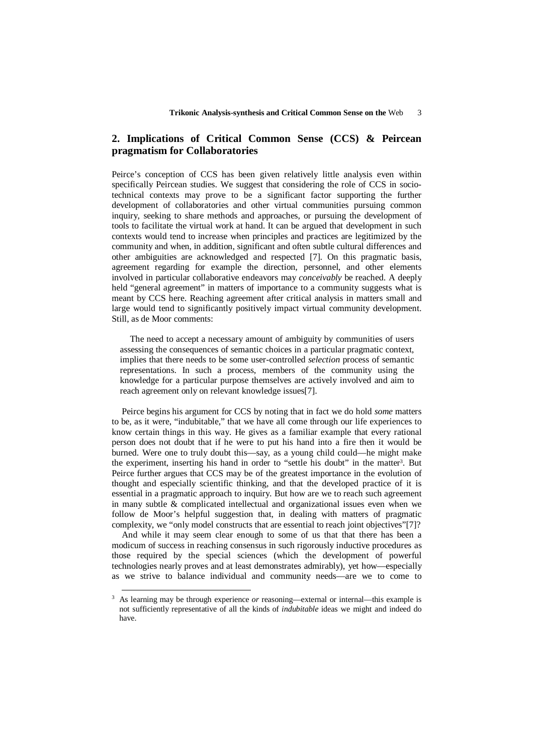## 2. Implications of Critical Common Sense (CCS) & Peircean pragmatism for Collaboratories

Peirce's conception of CCS has been given relatively little analysis even within specifically Peircean studies. We suggest that considering the role of CCS in socio-technical contexts may prove to be a significant factor supporting the further development of collaboratories and other virtual communities pursuing common inquiry, seeking to share methods and approaches, or pursuing the development of tools to facilitate the virtual work at hand. It can be argued that development in such contexts would tend to increase when principles and practices are legitimized by the community and when, in addition, significant and often subtle cultural differences and other ambiguities are acknowledged and respected [7]. On this pragmatic basis, agreement regarding for example the direction, personnel, and other elements involved in particular collaborative endeavors may *conceivably* be reached. A deeply held "general agreement" in matters of importance to a community suggests what is meant by CCS here. Reaching agreement after critical analysis in matters small and large would tend to significantly positively impact virtual community development. Still, as de Moor comments:

> The need to accept a necessary amount of ambiguity by communities of users assessing the consequences of semantic choices in a particular pragmatic context, implies that there needs to be some user-controlled *selection* process of semantic representations. In such a process, members of the community using the knowledge for a particular purpose themselves are actively involved and aim to reach agreement only on relevant knowledge issues[7].

Peirce begins his argument for CCS by noting that in fact we do hold *some* matters to be, as it were, "indubitable," that we have all come through our life experiences to know certain things in this way. He gives as a familiar example that every rational person does not doubt that if he were to put his hand into a fire then it would be burned. Were one to truly doubt this—say, as a young child could—he might make the experiment, inserting his hand in order to "settle his doubt" in the matter[3]. But Peirce further argues that CCS may be of the greatest importance in the evolution of thought and especially scientific thinking, and that the developed practice of it is essential in a pragmatic approach to inquiry. But how are we to reach such agreement in many subtle & complicated intellectual and organizational issues even when we follow de Moor's helpful suggestion that, in dealing with matters of pragmatic complexity, we "only model constructs that are essential to reach joint objectives"[7]?

And while it may seem clear enough to some of us that that there has been a modicum of success in reaching consensus in such rigorously inductive procedures as those required by the special sciences (which the development of powerful technologies nearly proves and at least demonstrates admirably), yet how—especially as we strive to balance individual and community needs—are we to come to

[3] As learning may be through experience *or* reasoning—external or internal—this example is not sufficiently representative of all the kinds of *indubitable* ideas we might and indeed do have.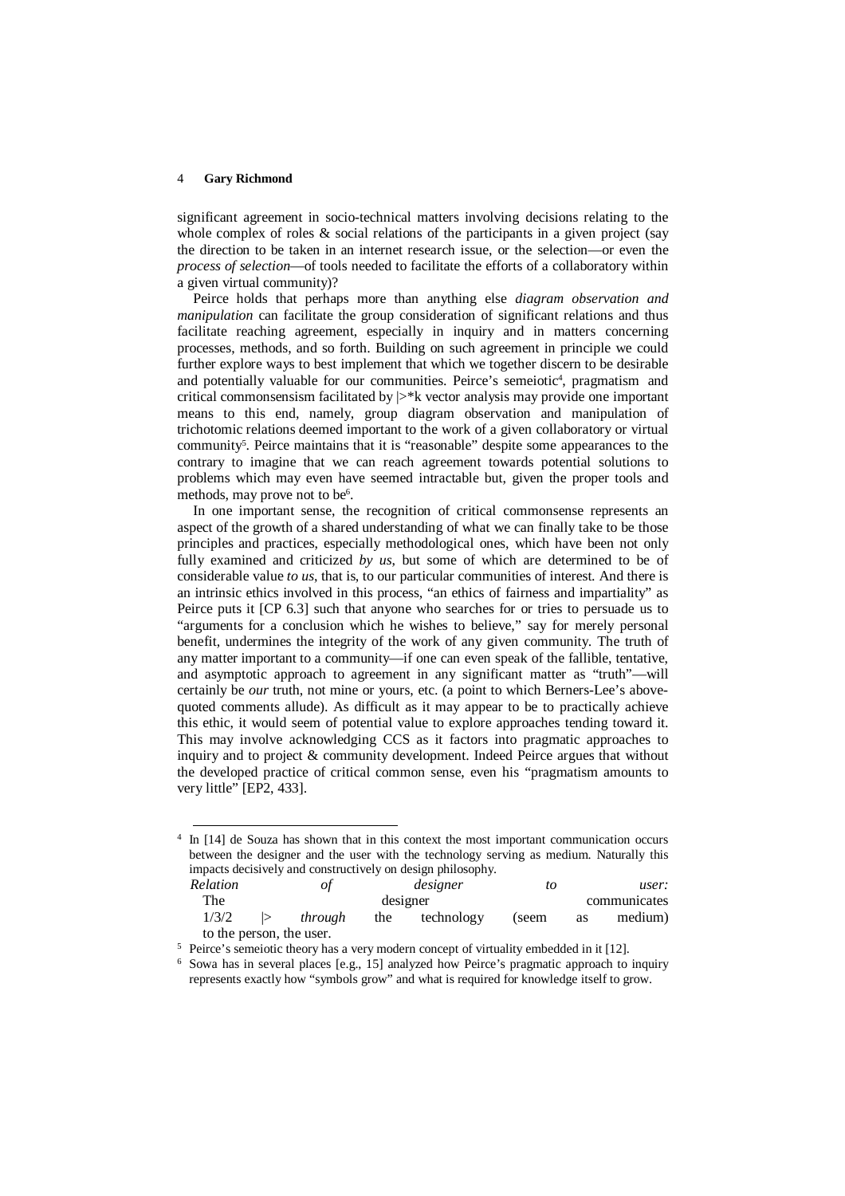significant agreement in socio-technical matters involving decisions relating to the whole complex of roles & social relations of the participants in a given project (say the direction to be taken in an internet research issue, or the selection—or even the *process of selection*—of tools needed to facilitate the efforts of a collaboratory within a given virtual community)?

Peirce holds that perhaps more than anything else *diagram observation and manipulation* can facilitate the group consideration of significant relations and thus facilitate reaching agreement, especially in inquiry and in matters concerning processes, methods, and so forth. Building on such agreement in principle we could further explore ways to best implement that which we together discern to be desirable and potentially valuable for our communities. Peirce's semeiotic[4], pragmatism and critical commonsensism facilitated by |>*k vector analysis may provide one important means to this end, namely, group diagram observation and manipulation of trichotomic relations deemed important to the work of a given collaboratory or virtual community[5]. Peirce maintains that it is "reasonable" despite some appearances to the contrary to imagine that we can reach agreement towards potential solutions to problems which may even have seemed intractable but, given the proper tools and methods, may prove not to be[6].

In one important sense, the recognition of critical commonsense represents an aspect of the growth of a shared understanding of what we can finally take to be those principles and practices, especially methodological ones, which have been not only fully examined and criticized *by us*, but some of which are determined to be of considerable value *to us*, that is, to our particular communities of interest. And there is an intrinsic ethics involved in this process, "an ethics of fairness and impartiality" as Peirce puts it [CP 6.3] such that anyone who searches for or tries to persuade us to "arguments for a conclusion which he wishes to believe," say for merely personal benefit, undermines the integrity of the work of any given community. The truth of any matter important to a community—if one can even speak of the fallible, tentative, and asymptotic approach to agreement in any significant matter as "truth"—will certainly be *our* truth, not mine or yours, etc. (a point to which Berners-Lee's above-quoted comments allude). As difficult as it may appear to be to practically achieve this ethic, it would seem of potential value to explore approaches tending toward it. This may involve acknowledging CCS as it factors into pragmatic approaches to inquiry and to project & community development. Indeed Peirce argues that without the developed practice of critical common sense, even his "pragmatism amounts to very little" [EP2, 433].

---

[4] In [14] de Souza has shown that in this context the most important communication occurs between the designer and the user with the technology serving as medium. Naturally this impacts decisively and constructively on design philosophy.
*Relation of designer to user:*
The designer communicates 1/3/2 |> *through* the technology (seem as medium) to the person, the user.

[5] Peirce's semeiotic theory has a very modern concept of virtuality embedded in it [12].

[6] Sowa has in several places [e.g., 15] analyzed how Peirce's pragmatic approach to inquiry represents exactly how "symbols grow" and what is required for knowledge itself to grow.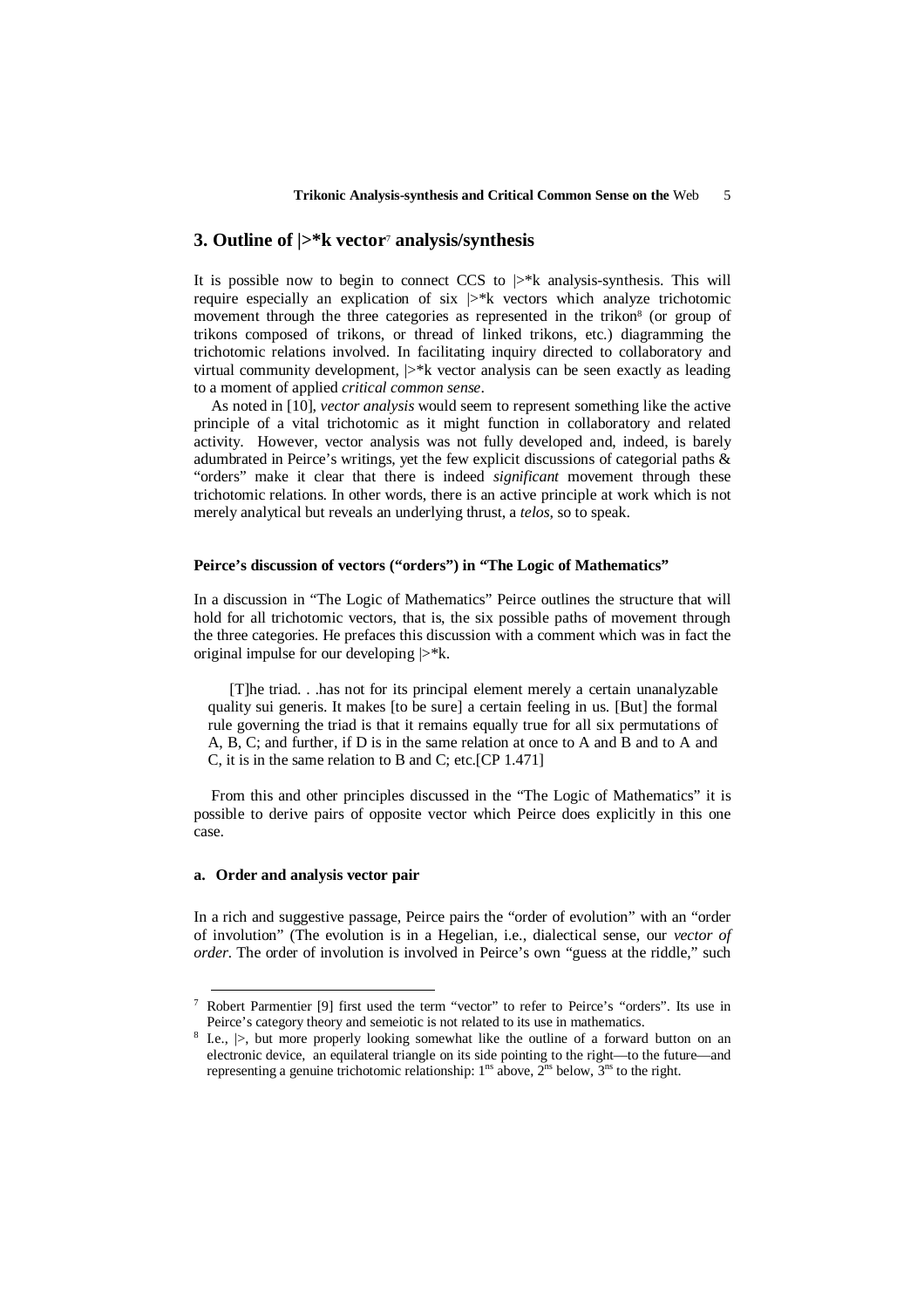## 3. Outline of |>*k vector[7] analysis/synthesis

It is possible now to begin to connect CCS to |>*k analysis-synthesis. This will require especially an explication of six |>*k vectors which analyze trichotomic movement through the three categories as represented in the trikon[8] (or group of trikons composed of trikons, or thread of linked trikons, etc.) diagramming the trichotomic relations involved. In facilitating inquiry directed to collaboratory and virtual community development, |>*k vector analysis can be seen exactly as leading to a moment of applied *critical common sense*.

As noted in [10], *vector analysis* would seem to represent something like the active principle of a vital trichotomic as it might function in collaboratory and related activity. However, vector analysis was not fully developed and, indeed, is barely adumbrated in Peirce's writings, yet the few explicit discussions of categorial paths & "orders" make it clear that there is indeed *significant* movement through these trichotomic relations. In other words, there is an active principle at work which is not merely analytical but reveals an underlying thrust, a *telos*, so to speak.

#### Peirce's discussion of vectors ("orders") in "The Logic of Mathematics"

In a discussion in "The Logic of Mathematics" Peirce outlines the structure that will hold for all trichotomic vectors, that is, the six possible paths of movement through the three categories. He prefaces this discussion with a comment which was in fact the original impulse for our developing |>*k.

> [T]he triad. . .has not for its principal element merely a certain unanalyzable quality sui generis. It makes [to be sure] a certain feeling in us. [But] the formal rule governing the triad is that it remains equally true for all six permutations of A, B, C; and further, if D is in the same relation at once to A and B and to A and C, it is in the same relation to B and C; etc.[CP 1.471]

From this and other principles discussed in the "The Logic of Mathematics" it is possible to derive pairs of opposite vector which Peirce does explicitly in this one case.

#### a. Order and analysis vector pair

In a rich and suggestive passage, Peirce pairs the "order of evolution" with an "order of involution" (The evolution is in a Hegelian, i.e., dialectical sense, our *vector of order*. The order of involution is involved in Peirce's own "guess at the riddle," such

---

[7] Robert Parmentier [9] first used the term "vector" to refer to Peirce's "orders". Its use in Peirce's category theory and semeiotic is not related to its use in mathematics.

[8] I.e., |>, but more properly looking somewhat like the outline of a forward button on an electronic device, an equilateral triangle on its side pointing to the right—to the future—and representing a genuine trichotomic relationship: 1[ns] above, 2[ns] below, 3[ns] to the right.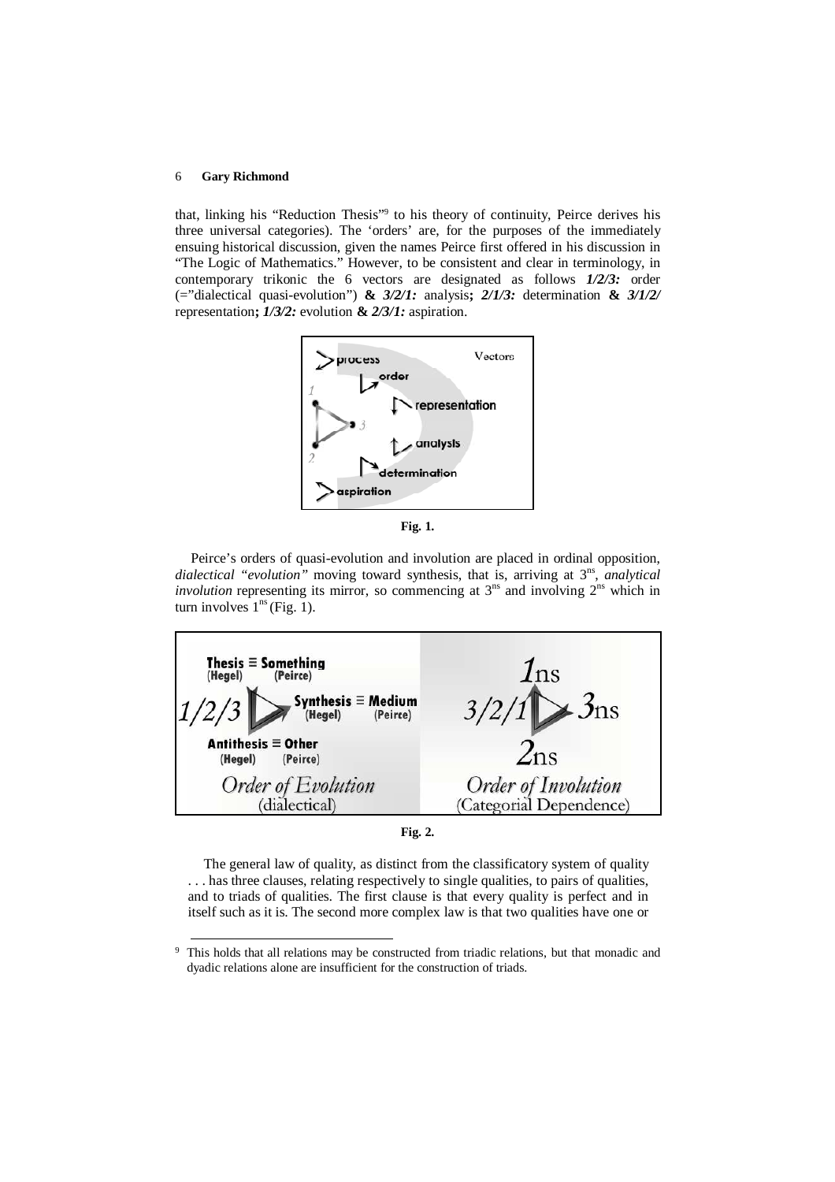that, linking his "Reduction Thesis"[9] to his theory of continuity, Peirce derives his three universal categories). The 'orders' are, for the purposes of the immediately ensuing historical discussion, given the names Peirce first offered in his discussion in "The Logic of Mathematics." However, to be consistent and clear in terminology, in contemporary trikonic the 6 vectors are designated as follows ***1/2/3:*** order (="dialectical quasi-evolution") **&** ***3/2/1:*** analysis**;** ***2/1/3:*** determination **&** ***3/1/2/*** representation**;** ***1/3/2:*** evolution **&** ***2/3/1:*** aspiration.

**Fig. 1.**

Peirce's orders of quasi-evolution and involution are placed in ordinal opposition, *dialectical "evolution"* moving toward synthesis, that is, arriving at $3^{ns}$, *analytical involution* representing its mirror, so commencing at $3^{ns}$ and involving $2^{ns}$ which in turn involves $1^{ns}$ (Fig. 1).

**Fig. 2.**

> The general law of quality, as distinct from the classificatory system of quality . . . has three clauses, relating respectively to single qualities, to pairs of qualities, and to triads of qualities. The first clause is that every quality is perfect and in itself such as it is. The second more complex law is that two qualities have one or

[9] This holds that all relations may be constructed from triadic relations, but that monadic and dyadic relations alone are insufficient for the construction of triads.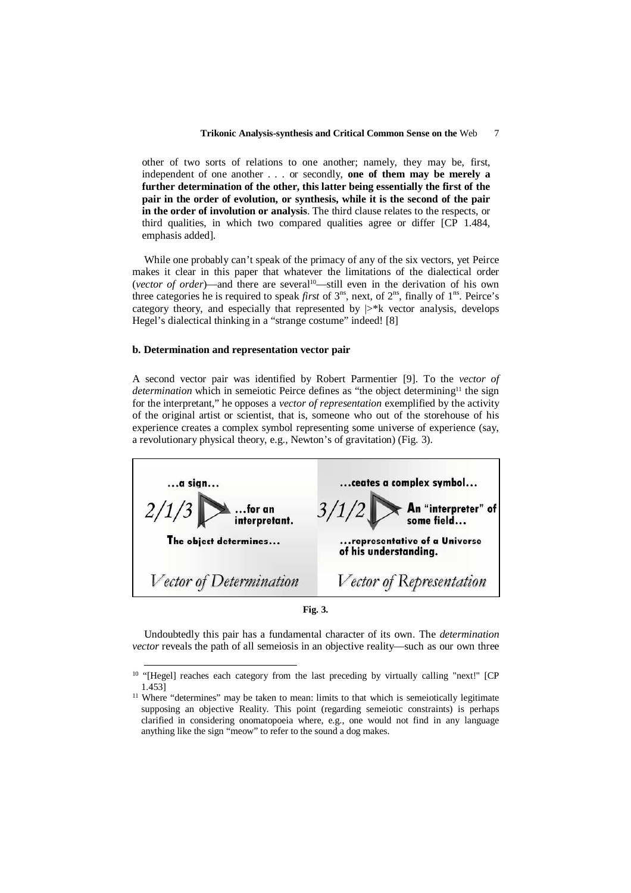other of two sorts of relations to one another; namely, they may be, first, independent of one another . . . or secondly, **one of them may be merely a further determination of the other, this latter being essentially the first of the pair in the order of evolution, or synthesis, while it is the second of the pair in the order of involution or analysis**. The third clause relates to the respects, or third qualities, in which two compared qualities agree or differ [CP 1.484, emphasis added].

While one probably can't speak of the primacy of any of the six vectors, yet Peirce makes it clear in this paper that whatever the limitations of the dialectical order (*vector of order*)—and there are several[10]—still even in the derivation of his own three categories he is required to speak *first* of 3[ns], next, of 2[ns], finally of 1[ns]. Peirce's category theory, and especially that represented by |>*k vector analysis, develops Hegel's dialectical thinking in a "strange costume" indeed! [8]

#### b. Determination and representation vector pair

A second vector pair was identified by Robert Parmentier [9]. To the *vector of determination* which in semeiotic Peirce defines as "the object determining[11] the sign for the interpretant," he opposes a *vector of representation* exemplified by the activity of the original artist or scientist, that is, someone who out of the storehouse of his experience creates a complex symbol representing some universe of experience (say, a revolutionary physical theory, e.g., Newton's of gravitation) (Fig. 3).

| …a sign… 2/1/3 …for an interpretant. The object determines… *Vector of Determination* | …ceates a complex symbol… 3/1/2 An "interpreter" of some field… …representative of a Universe of his understanding. *Vector of Representation* |
|---|---|

**Fig. 3.**

Undoubtedly this pair has a fundamental character of its own. The *determination vector* reveals the path of all semeiosis in an objective reality—such as our own three

---

[10] "[Hegel] reaches each category from the last preceding by virtually calling "next!" [CP 1.453]

[11] Where "determines" may be taken to mean: limits to that which is semeiotically legitimate supposing an objective Reality. This point (regarding semeiotic constraints) is perhaps clarified in considering onomatopoeia where, e.g., one would not find in any language anything like the sign "meow" to refer to the sound a dog makes.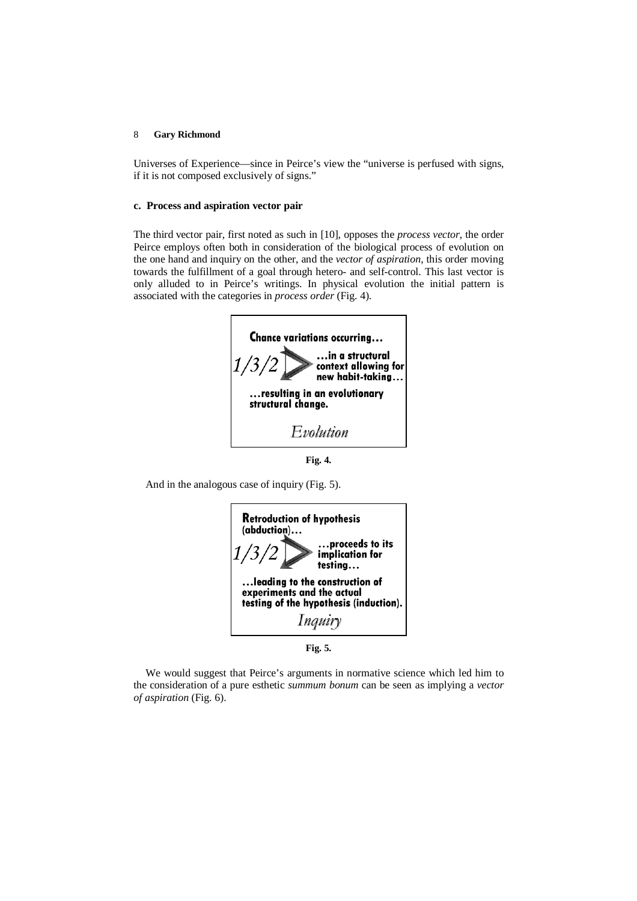Universes of Experience—since in Peirce's view the "universe is perfused with signs, if it is not composed exclusively of signs."

### c. Process and aspiration vector pair

The third vector pair, first noted as such in [10], opposes the *process vector*, the order Peirce employs often both in consideration of the biological process of evolution on the one hand and inquiry on the other, and the *vector of aspiration*, this order moving towards the fulfillment of a goal through hetero- and self-control. This last vector is only alluded to in Peirce's writings. In physical evolution the initial pattern is associated with the categories in *process order* (Fig. 4).

**Chance variations occurring…**

*1/3/2* **…in a structural context allowing for new habit-taking…**

**…resulting in an evolutionary structural change.**

*Evolution*

**Fig. 4.**

And in the analogous case of inquiry (Fig. 5).

**Retroduction of hypothesis (abduction)…**

*1/3/2* **…proceeds to its implication for testing…**

**…leading to the construction of experiments and the actual testing of the hypothesis (induction).**

*Inquiry*

**Fig. 5.**

We would suggest that Peirce's arguments in normative science which led him to the consideration of a pure esthetic *summum bonum* can be seen as implying a *vector of aspiration* (Fig. 6).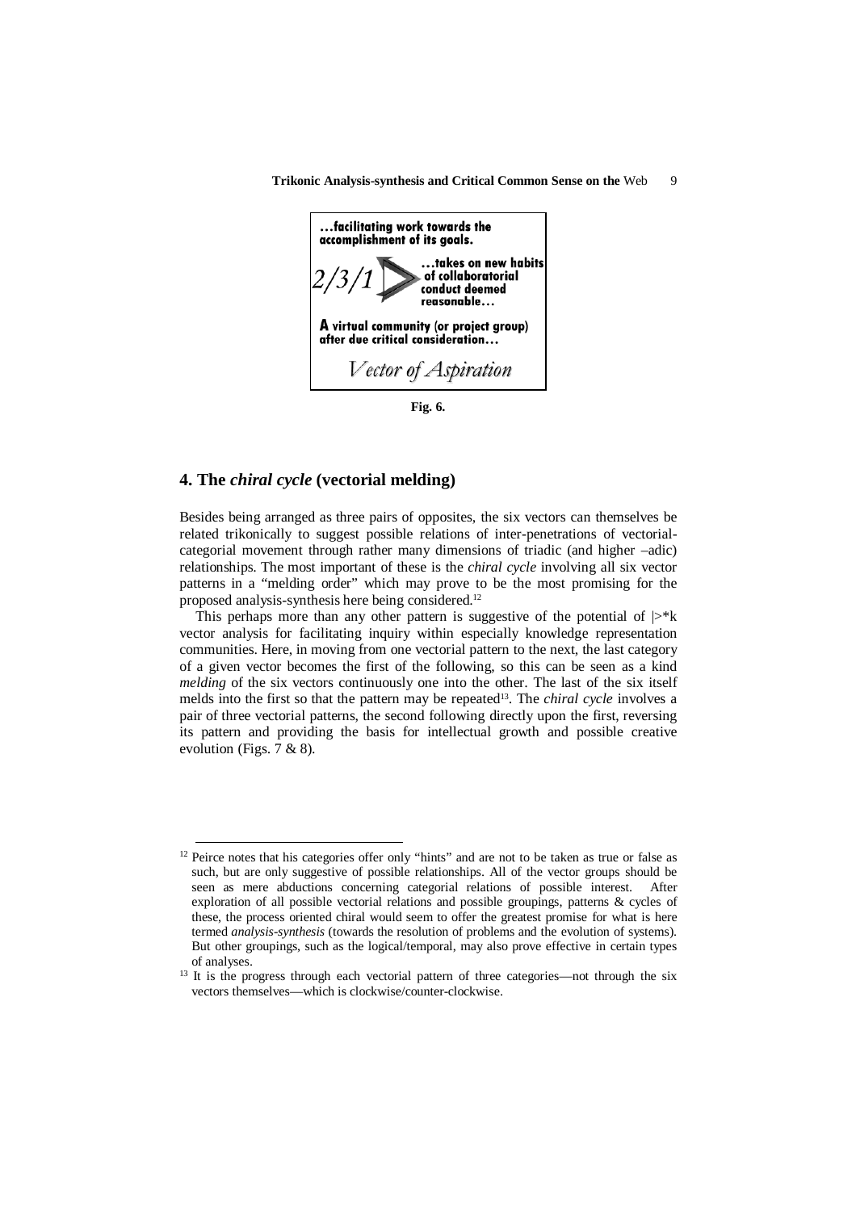...facilitating work towards the accomplishment of its goals.

2/3/1 ...takes on new habits of collaboratorial conduct deemed reasonable...

A virtual community (or project group) after due critical consideration...

*Vector of Aspiration*

**Fig. 6.**

## 4. The *chiral cycle* (vectorial melding)

Besides being arranged as three pairs of opposites, the six vectors can themselves be related trikonically to suggest possible relations of inter-penetrations of vectorial-categorial movement through rather many dimensions of triadic (and higher –adic) relationships. The most important of these is the *chiral cycle* involving all six vector patterns in a "melding order" which may prove to be the most promising for the proposed analysis-synthesis here being considered.[12]

This perhaps more than any other pattern is suggestive of the potential of |>*k vector analysis for facilitating inquiry within especially knowledge representation communities. Here, in moving from one vectorial pattern to the next, the last category of a given vector becomes the first of the following, so this can be seen as a kind *melding* of the six vectors continuously one into the other. The last of the six itself melds into the first so that the pattern may be repeated[13]. The *chiral cycle* involves a pair of three vectorial patterns, the second following directly upon the first, reversing its pattern and providing the basis for intellectual growth and possible creative evolution (Figs. 7 & 8).

---

[12] Peirce notes that his categories offer only "hints" and are not to be taken as true or false as such, but are only suggestive of possible relationships. All of the vector groups should be seen as mere abductions concerning categorial relations of possible interest. After exploration of all possible vectorial relations and possible groupings, patterns & cycles of these, the process oriented chiral would seem to offer the greatest promise for what is here termed *analysis-synthesis* (towards the resolution of problems and the evolution of systems). But other groupings, such as the logical/temporal, may also prove effective in certain types of analyses.

[13] It is the progress through each vectorial pattern of three categories—not through the six vectors themselves—which is clockwise/counter-clockwise.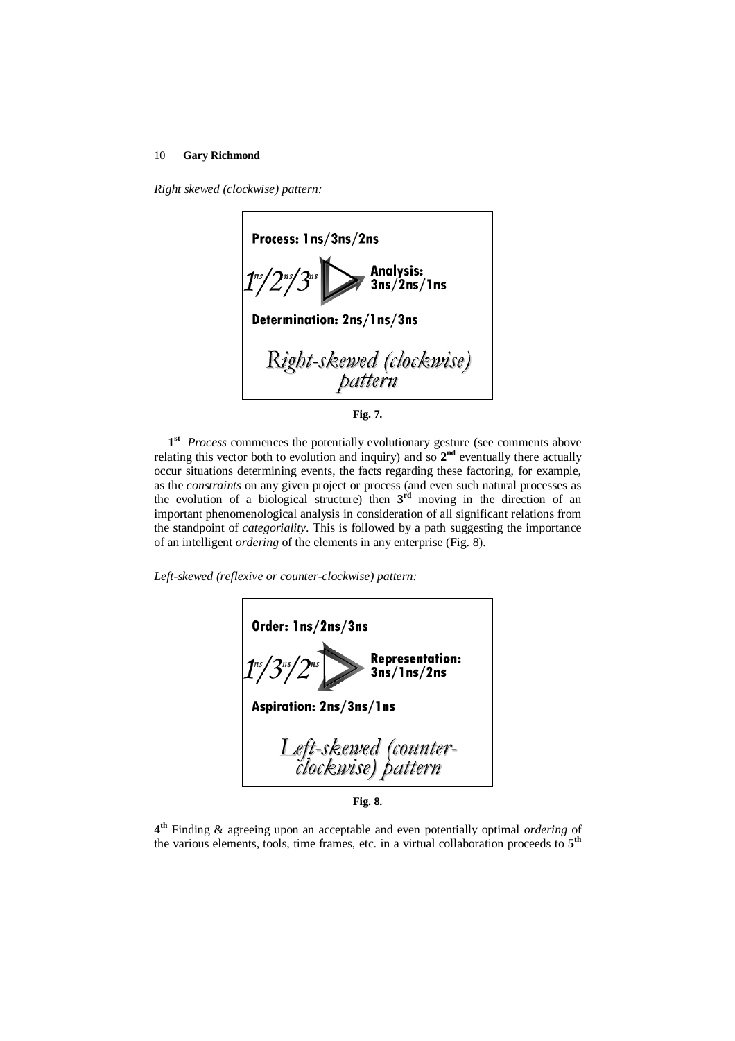*Right skewed (clockwise) pattern:*

Process: 1ns/3ns/2ns

$1^{ns}/2^{ns}/3^{ns}$

Analysis: 3ns/2ns/1ns

Determination: 2ns/1ns/3ns

*Right-skewed (clockwise) pattern*

**Fig. 7.**

**1st** *Process* commences the potentially evolutionary gesture (see comments above relating this vector both to evolution and inquiry) and so **2nd** eventually there actually occur situations determining events, the facts regarding these factoring, for example, as the *constraints* on any given project or process (and even such natural processes as the evolution of a biological structure) then **3rd** moving in the direction of an important phenomenological analysis in consideration of all significant relations from the standpoint of *categoriality*. This is followed by a path suggesting the importance of an intelligent *ordering* of the elements in any enterprise (Fig. 8).

*Left-skewed (reflexive or counter-clockwise) pattern:*

Order: 1ns/2ns/3ns

$1^{ns}/3^{ns}/2^{ns}$

Representation: 3ns/1ns/2ns

Aspiration: 2ns/3ns/1ns

*Left-skewed (counter-clockwise) pattern*

**Fig. 8.**

**4th** Finding & agreeing upon an acceptable and even potentially optimal *ordering* of the various elements, tools, time frames, etc. in a virtual collaboration proceeds to **5th**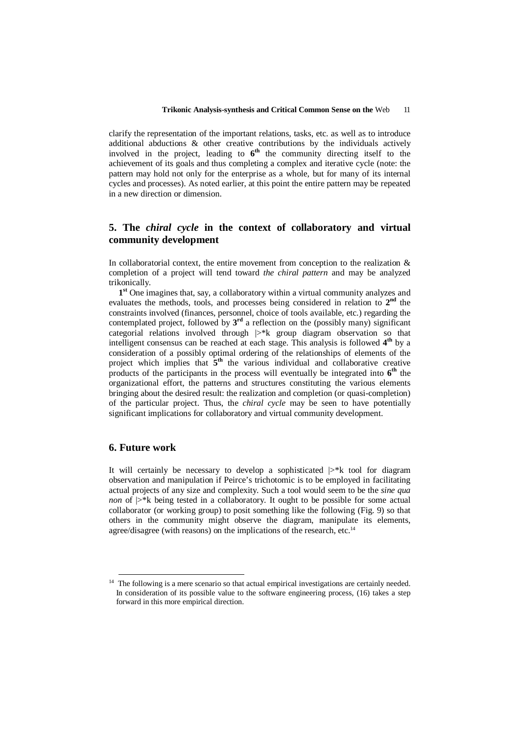clarify the representation of the important relations, tasks, etc. as well as to introduce additional abductions & other creative contributions by the individuals actively involved in the project, leading to **6th** the community directing itself to the achievement of its goals and thus completing a complex and iterative cycle (note: the pattern may hold not only for the enterprise as a whole, but for many of its internal cycles and processes). As noted earlier, at this point the entire pattern may be repeated in a new direction or dimension.

## 5. The *chiral cycle* in the context of collaboratory and virtual community development

In collaboratorial context, the entire movement from conception to the realization & completion of a project will tend toward *the chiral pattern* and may be analyzed trikonically.

**1st** One imagines that, say, a collaboratory within a virtual community analyzes and evaluates the methods, tools, and processes being considered in relation to **2nd** the constraints involved (finances, personnel, choice of tools available, etc.) regarding the contemplated project, followed by **3rd** a reflection on the (possibly many) significant categorial relations involved through |>*k group diagram observation so that intelligent consensus can be reached at each stage. This analysis is followed **4th** by a consideration of a possibly optimal ordering of the relationships of elements of the project which implies that **5th** the various individual and collaborative creative products of the participants in the process will eventually be integrated into **6th** the organizational effort, the patterns and structures constituting the various elements bringing about the desired result: the realization and completion (or quasi-completion) of the particular project. Thus, the *chiral cycle* may be seen to have potentially significant implications for collaboratory and virtual community development.

## 6. Future work

It will certainly be necessary to develop a sophisticated |>*k tool for diagram observation and manipulation if Peirce's trichotomic is to be employed in facilitating actual projects of any size and complexity. Such a tool would seem to be the *sine qua non* of |>*k being tested in a collaboratory. It ought to be possible for some actual collaborator (or working group) to posit something like the following (Fig. 9) so that others in the community might observe the diagram, manipulate its elements, agree/disagree (with reasons) on the implications of the research, etc.[14]

---

[14] The following is a mere scenario so that actual empirical investigations are certainly needed. In consideration of its possible value to the software engineering process, (16) takes a step forward in this more empirical direction.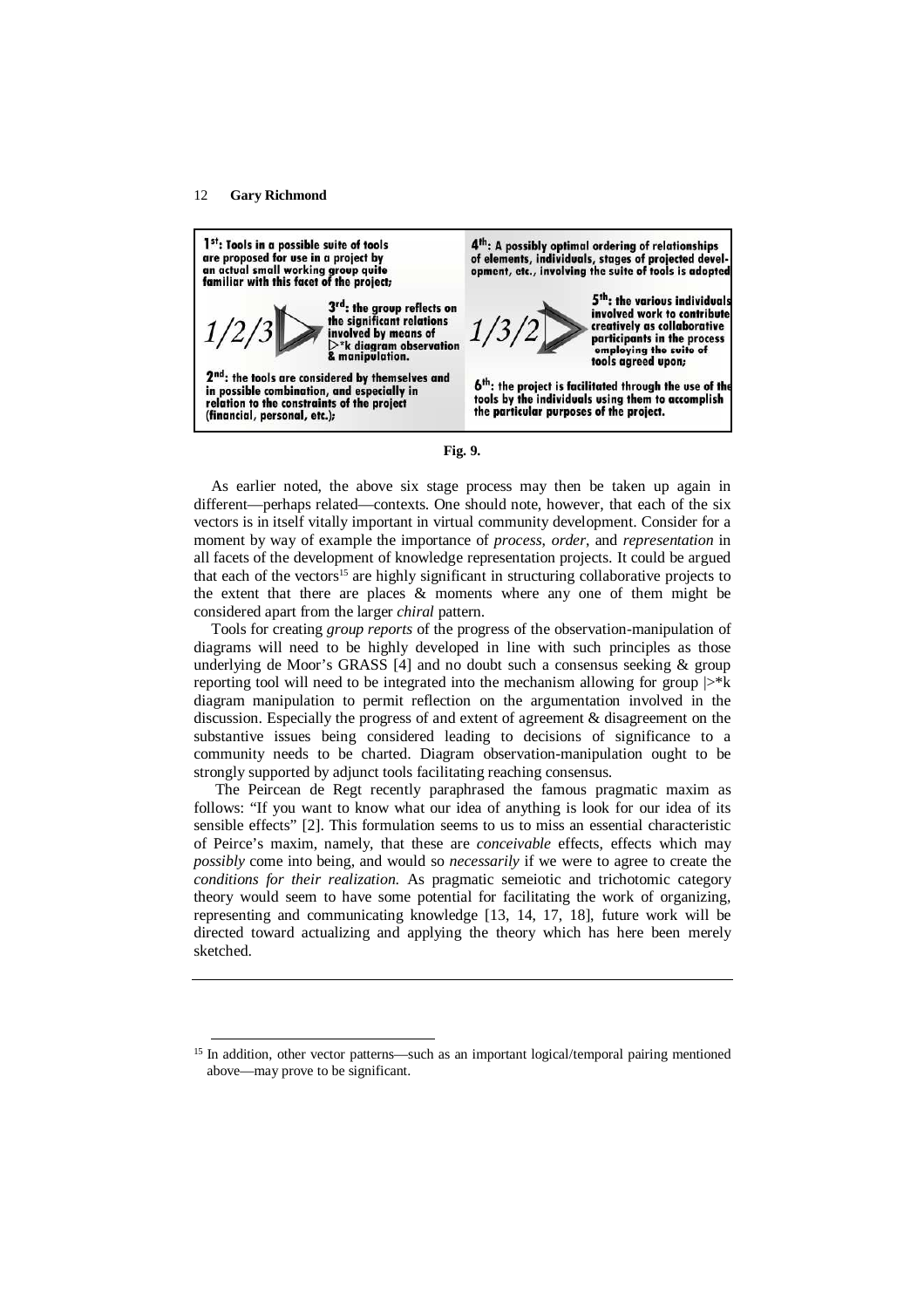1[st]: Tools in a possible suite of tools are proposed for use in a project by an actual small working group quite familiar with this facet of the project;

*1/2/3*

3[rd]: the group reflects on the significant relations involved by means of |>*k diagram observation & manipulation.

2[nd]: the tools are considered by themselves and in possible combination, and especially in relation to the constraints of the project (financial, personal, etc.);

4[th]: A possibly optimal ordering of relationships of elements, individuals, stages of projected development, etc., involving the suite of tools is adopted

*1/3/2*

5[th]: the various individuals involved work to contribute creatively as collaborative participants in the process employing the suite of tools agreed upon;

6[th]: the project is facilitated through the use of the tools by the individuals using them to accomplish the particular purposes of the project.

**Fig. 9.**

As earlier noted, the above six stage process may then be taken up again in different—perhaps related—contexts. One should note, however, that each of the six vectors is in itself vitally important in virtual community development. Consider for a moment by way of example the importance of *process*, *order*, and *representation* in all facets of the development of knowledge representation projects. It could be argued that each of the vectors[15] are highly significant in structuring collaborative projects to the extent that there are places & moments where any one of them might be considered apart from the larger *chiral* pattern.

Tools for creating *group reports* of the progress of the observation-manipulation of diagrams will need to be highly developed in line with such principles as those underlying de Moor's GRASS [4] and no doubt such a consensus seeking & group reporting tool will need to be integrated into the mechanism allowing for group |>*k diagram manipulation to permit reflection on the argumentation involved in the discussion. Especially the progress of and extent of agreement & disagreement on the substantive issues being considered leading to decisions of significance to a community needs to be charted. Diagram observation-manipulation ought to be strongly supported by adjunct tools facilitating reaching consensus.

The Peircean de Regt recently paraphrased the famous pragmatic maxim as follows: "If you want to know what our idea of anything is look for our idea of its sensible effects" [2]. This formulation seems to us to miss an essential characteristic of Peirce's maxim, namely, that these are *conceivable* effects, effects which may *possibly* come into being, and would so *necessarily* if we were to agree to create the *conditions for their realization.* As pragmatic semeiotic and trichotomic category theory would seem to have some potential for facilitating the work of organizing, representing and communicating knowledge [13, 14, 17, 18], future work will be directed toward actualizing and applying the theory which has here been merely sketched.

---

[15] In addition, other vector patterns—such as an important logical/temporal pairing mentioned above—may prove to be significant.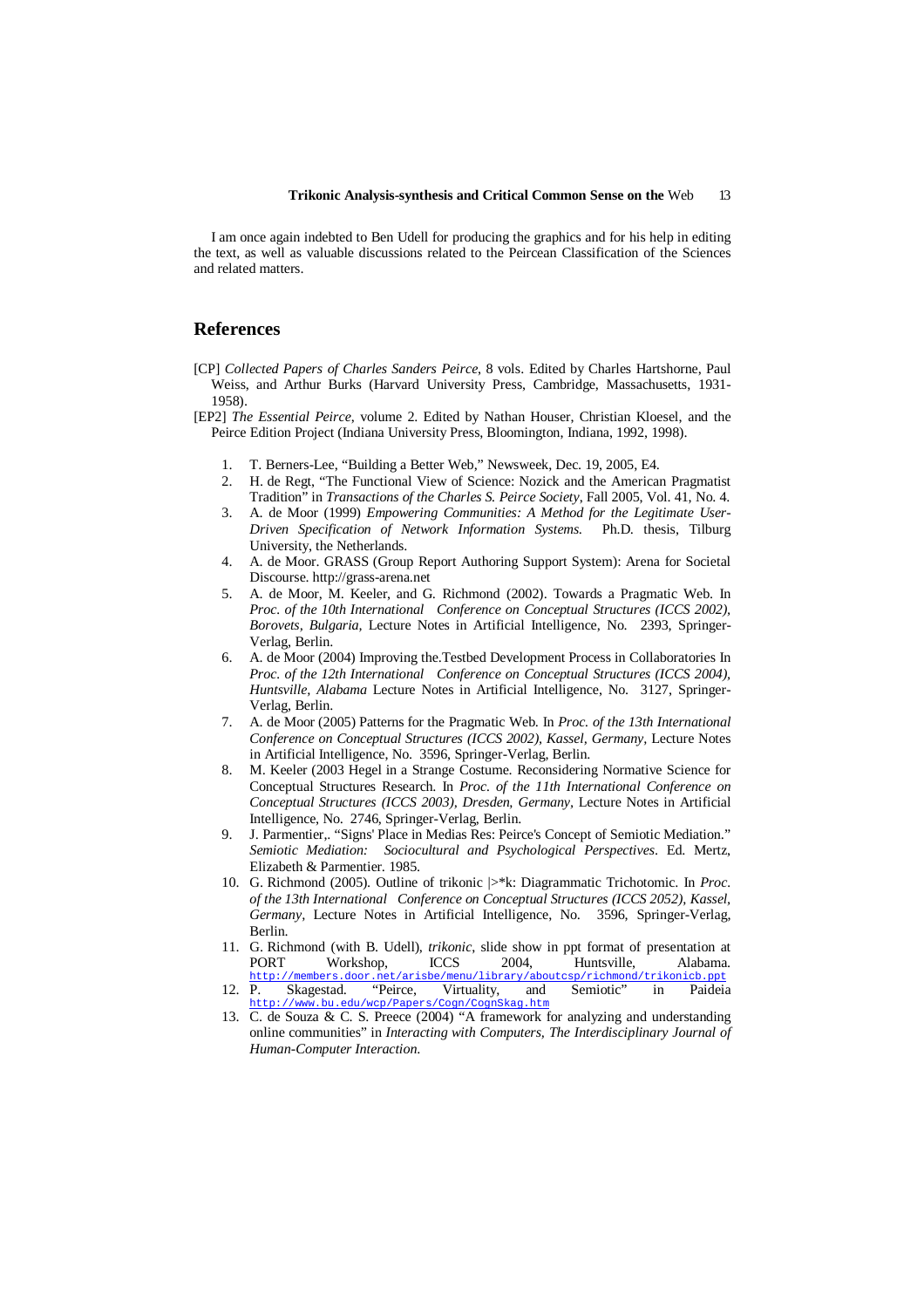I am once again indebted to Ben Udell for producing the graphics and for his help in editing the text, as well as valuable discussions related to the Peircean Classification of the Sciences and related matters.

## References

[CP] *Collected Papers of Charles Sanders Peirce*, 8 vols. Edited by Charles Hartshorne, Paul Weiss, and Arthur Burks (Harvard University Press, Cambridge, Massachusetts, 1931-1958).

[EP2] *The Essential Peirce*, volume 2. Edited by Nathan Houser, Christian Kloesel, and the Peirce Edition Project (Indiana University Press, Bloomington, Indiana, 1992, 1998).

1. T. Berners-Lee, "Building a Better Web," Newsweek, Dec. 19, 2005, E4.
2. H. de Regt, "The Functional View of Science: Nozick and the American Pragmatist Tradition" in *Transactions of the Charles S. Peirce Society*, Fall 2005, Vol. 41, No. 4.
3. A. de Moor (1999) *Empowering Communities: A Method for the Legitimate User-Driven Specification of Network Information Systems.* Ph.D. thesis, Tilburg University, the Netherlands.
4. A. de Moor. GRASS (Group Report Authoring Support System): Arena for Societal Discourse. http://grass-arena.net
5. A. de Moor, M. Keeler, and G. Richmond (2002). Towards a Pragmatic Web. In *Proc. of the 10th International Conference on Conceptual Structures (ICCS 2002), Borovets, Bulgaria*, Lecture Notes in Artificial Intelligence, No. 2393, Springer-Verlag, Berlin.
6. A. de Moor (2004) Improving the.Testbed Development Process in Collaboratories In *Proc. of the 12th International Conference on Conceptual Structures (ICCS 2004), Huntsville, Alabama* Lecture Notes in Artificial Intelligence, No. 3127, Springer-Verlag, Berlin.
7. A. de Moor (2005) Patterns for the Pragmatic Web. In *Proc. of the 13th International Conference on Conceptual Structures (ICCS 2002), Kassel, Germany*, Lecture Notes in Artificial Intelligence, No. 3596, Springer-Verlag, Berlin.
8. M. Keeler (2003 Hegel in a Strange Costume. Reconsidering Normative Science for Conceptual Structures Research. In *Proc. of the 11th International Conference on Conceptual Structures (ICCS 2003), Dresden, Germany*, Lecture Notes in Artificial Intelligence, No. 2746, Springer-Verlag, Berlin.
9. J. Parmentier,. "Signs' Place in Medias Res: Peirce's Concept of Semiotic Mediation." *Semiotic Mediation: Sociocultural and Psychological Perspectives*. Ed. Mertz, Elizabeth & Parmentier. 1985.
10. G. Richmond (2005). Outline of trikonic |>*k: Diagrammatic Trichotomic. In *Proc. of the 13th International Conference on Conceptual Structures (ICCS 2052), Kassel, Germany*, Lecture Notes in Artificial Intelligence, No. 3596, Springer-Verlag, Berlin.
11. G. Richmond (with B. Udell), *trikonic*, slide show in ppt format of presentation at PORT Workshop, ICCS 2004, Huntsville, Alabama. http://members.door.net/arisbe/menu/library/aboutcsp/richmond/trikonicb.ppt
12. P. Skagestad. "Peirce, Virtuality, and Semiotic" in Paideia http://www.bu.edu/wcp/Papers/Cogn/CognSkag.htm
13. C. de Souza & C. S. Preece (2004) "A framework for analyzing and understanding online communities" in *Interacting with Computers, The Interdisciplinary Journal of Human-Computer Interaction.*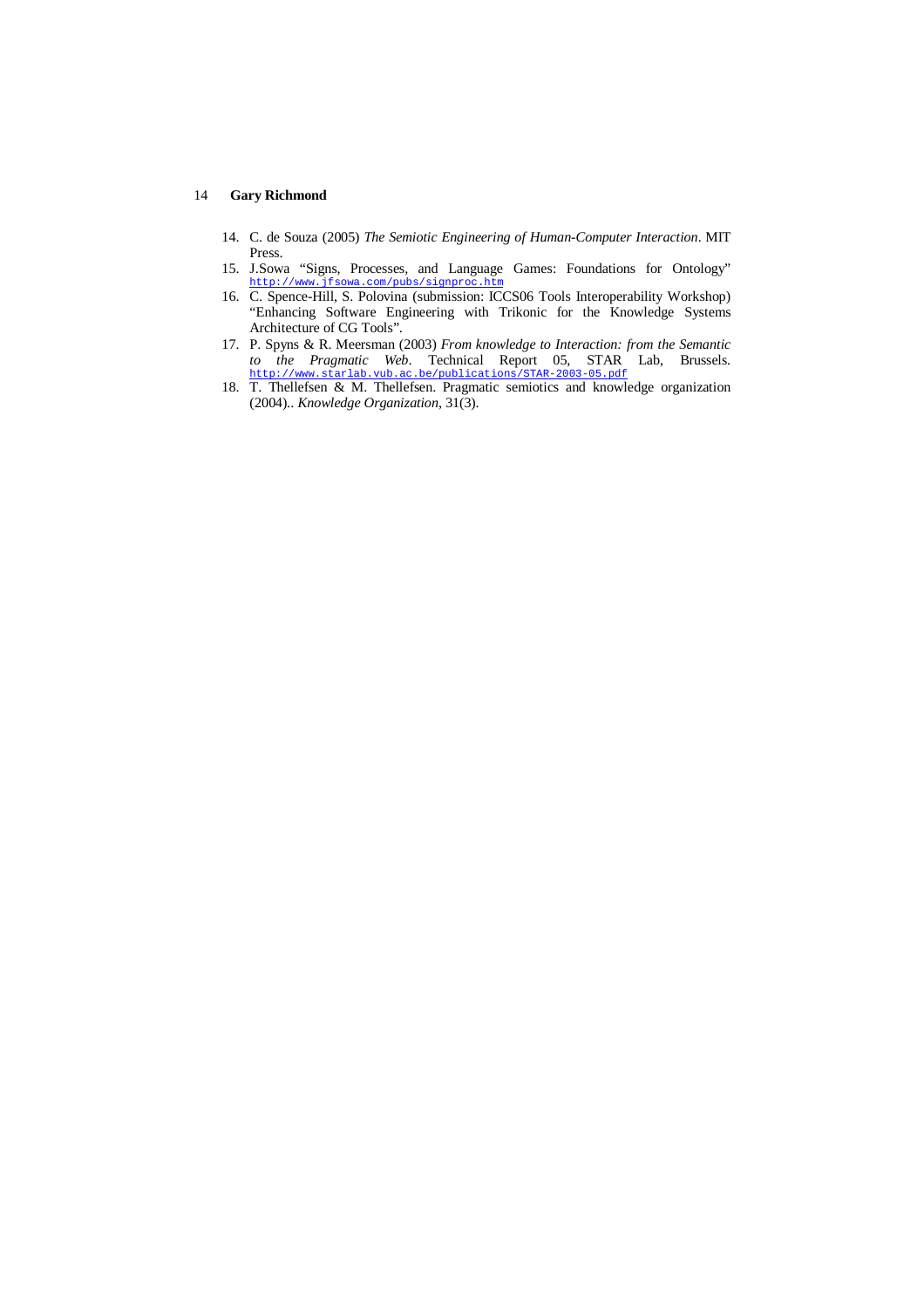14. C. de Souza (2005) *The Semiotic Engineering of Human-Computer Interaction*. MIT Press.
15. J.Sowa "Signs, Processes, and Language Games: Foundations for Ontology" http://www.jfsowa.com/pubs/signproc.htm
16. C. Spence-Hill, S. Polovina (submission: ICCS06 Tools Interoperability Workshop) "Enhancing Software Engineering with Trikonic for the Knowledge Systems Architecture of CG Tools".
17. P. Spyns & R. Meersman (2003) *From knowledge to Interaction: from the Semantic to the Pragmatic Web*. Technical Report 05, STAR Lab, Brussels. http://www.starlab.vub.ac.be/publications/STAR-2003-05.pdf
18. T. Thellefsen & M. Thellefsen. Pragmatic semiotics and knowledge organization (2004).. *Knowledge Organization*, 31(3).